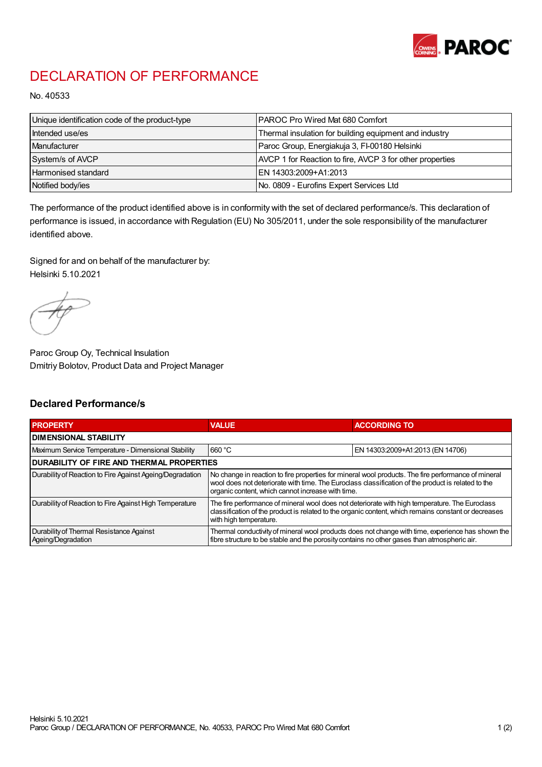# DECLARATION OF PERFORMANCE

No. 40533

| | |
|---|---|
| Unique identification code of the product-type | PAROC Pro Wired Mat 680 Comfort |
| Intended use/es | Thermal insulation for building equipment and industry |
| Manufacturer | Paroc Group, Energiakuja 3, FI-00180 Helsinki |
| System/s of AVCP | AVCP 1 for Reaction to fire, AVCP 3 for other properties |
| Harmonised standard | EN 14303:2009+A1:2013 |
| Notified body/ies | No. 0809 - Eurofins Expert Services Ltd |

The performance of the product identified above is in conformity with the set of declared performance/s. This declaration of performance is issued, in accordance with Regulation (EU) No 305/2011, under the sole responsibility of the manufacturer identified above.

Signed for and on behalf of the manufacturer by:
Helsinki 5.10.2021

Paroc Group Oy, Technical Insulation
Dmitriy Bolotov, Product Data and Project Manager

## Declared Performance/s

| PROPERTY | VALUE | ACCORDING TO |
|---|---|---|
| **DIMENSIONAL STABILITY** | | |
| Maximum Service Temperature - Dimensional Stability | 660 °C | EN 14303:2009+A1:2013 (EN 14706) |
| **DURABILITY OF FIRE AND THERMAL PROPERTIES** | | |
| Durability of Reaction to Fire Against Ageing/Degradation | No change in reaction to fire properties for mineral wool products. The fire performance of mineral wool does not deteriorate with time. The Euroclass classification of the product is related to the organic content, which cannot increase with time. | |
| Durability of Reaction to Fire Against High Temperature | The fire performance of mineral wool does not deteriorate with high temperature. The Euroclass classification of the product is related to the organic content, which remains constant or decreases with high temperature. | |
| Durability of Thermal Resistance Against Ageing/Degradation | Thermal conductivity of mineral wool products does not change with time, experience has shown the fibre structure to be stable and the porosity contains no other gases than atmospheric air. | |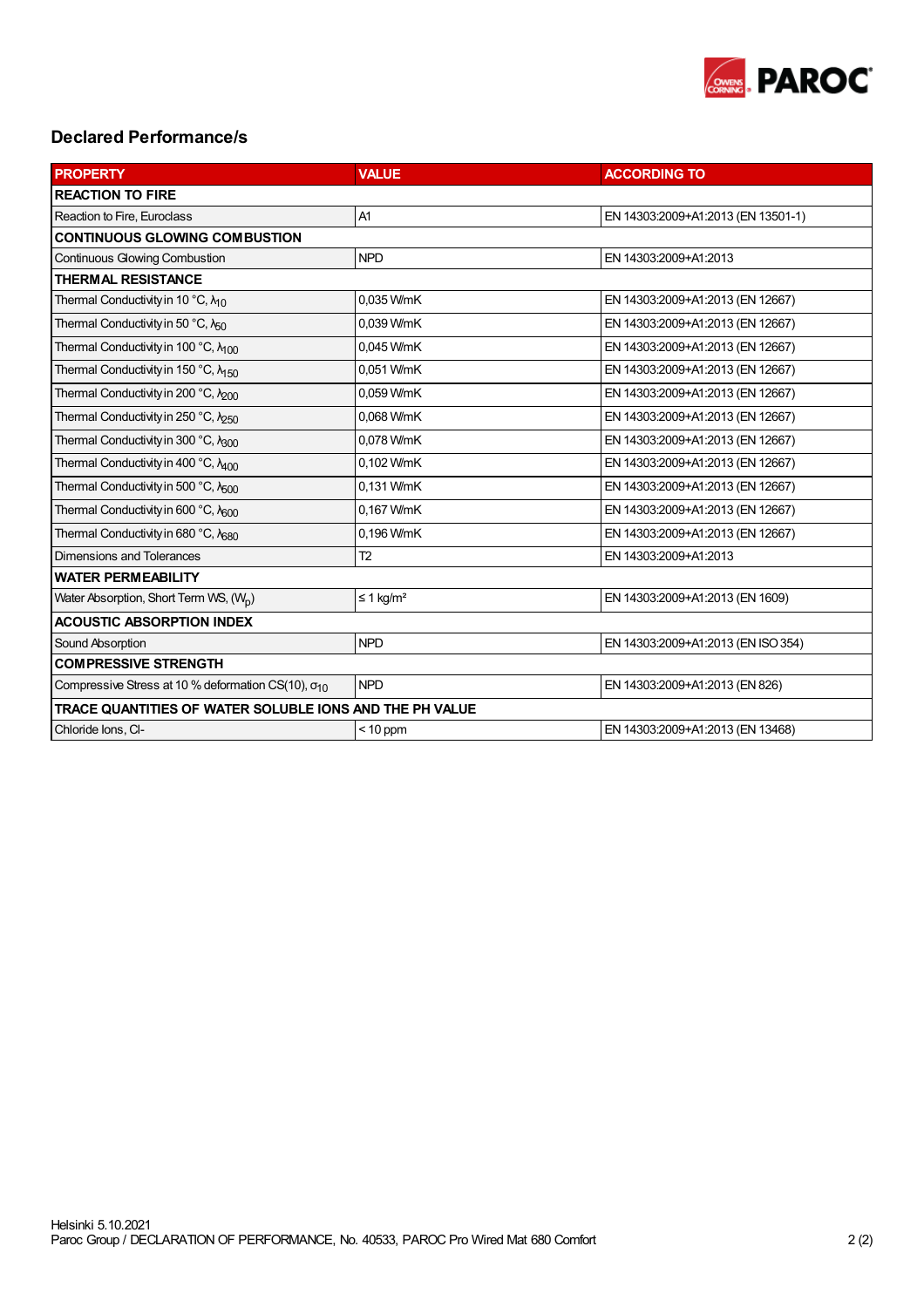## Declared Performance/s

| PROPERTY | VALUE | ACCORDING TO |
|---|---|---|
| **REACTION TO FIRE** | | |
| Reaction to Fire, Euroclass | A1 | EN 14303:2009+A1:2013 (EN 13501-1) |
| **CONTINUOUS GLOWING COMBUSTION** | | |
| Continuous Glowing Combustion | NPD | EN 14303:2009+A1:2013 |
| **THERMAL RESISTANCE** | | |
| Thermal Conductivity in 10 °C, $\lambda_{10}$ | 0,035 W/mK | EN 14303:2009+A1:2013 (EN 12667) |
| Thermal Conductivity in 50 °C, $\lambda_{50}$ | 0,039 W/mK | EN 14303:2009+A1:2013 (EN 12667) |
| Thermal Conductivity in 100 °C, $\lambda_{100}$ | 0,045 W/mK | EN 14303:2009+A1:2013 (EN 12667) |
| Thermal Conductivity in 150 °C, $\lambda_{150}$ | 0,051 W/mK | EN 14303:2009+A1:2013 (EN 12667) |
| Thermal Conductivity in 200 °C, $\lambda_{200}$ | 0,059 W/mK | EN 14303:2009+A1:2013 (EN 12667) |
| Thermal Conductivity in 250 °C, $\lambda_{250}$ | 0,068 W/mK | EN 14303:2009+A1:2013 (EN 12667) |
| Thermal Conductivity in 300 °C, $\lambda_{300}$ | 0,078 W/mK | EN 14303:2009+A1:2013 (EN 12667) |
| Thermal Conductivity in 400 °C, $\lambda_{400}$ | 0,102 W/mK | EN 14303:2009+A1:2013 (EN 12667) |
| Thermal Conductivity in 500 °C, $\lambda_{500}$ | 0,131 W/mK | EN 14303:2009+A1:2013 (EN 12667) |
| Thermal Conductivity in 600 °C, $\lambda_{600}$ | 0,167 W/mK | EN 14303:2009+A1:2013 (EN 12667) |
| Thermal Conductivity in 680 °C, $\lambda_{680}$ | 0,196 W/mK | EN 14303:2009+A1:2013 (EN 12667) |
| Dimensions and Tolerances | T2 | EN 14303:2009+A1:2013 |
| **WATER PERMEABILITY** | | |
| Water Absorption, Short Term WS, ($W_p$) | ≤ 1 kg/m² | EN 14303:2009+A1:2013 (EN 1609) |
| **ACOUSTIC ABSORPTION INDEX** | | |
| Sound Absorption | NPD | EN 14303:2009+A1:2013 (EN ISO 354) |
| **COMPRESSIVE STRENGTH** | | |
| Compressive Stress at 10 % deformation CS(10), $\sigma_{10}$ | NPD | EN 14303:2009+A1:2013 (EN 826) |
| **TRACE QUANTITIES OF WATER SOLUBLE IONS AND THE PH VALUE** | | |
| Chloride Ions, Cl- | < 10 ppm | EN 14303:2009+A1:2013 (EN 13468) |

Helsinki 5.10.2021

Paroc Group / DECLARATION OF PERFORMANCE, No. 40533, PAROC Pro Wired Mat 680 Comfort